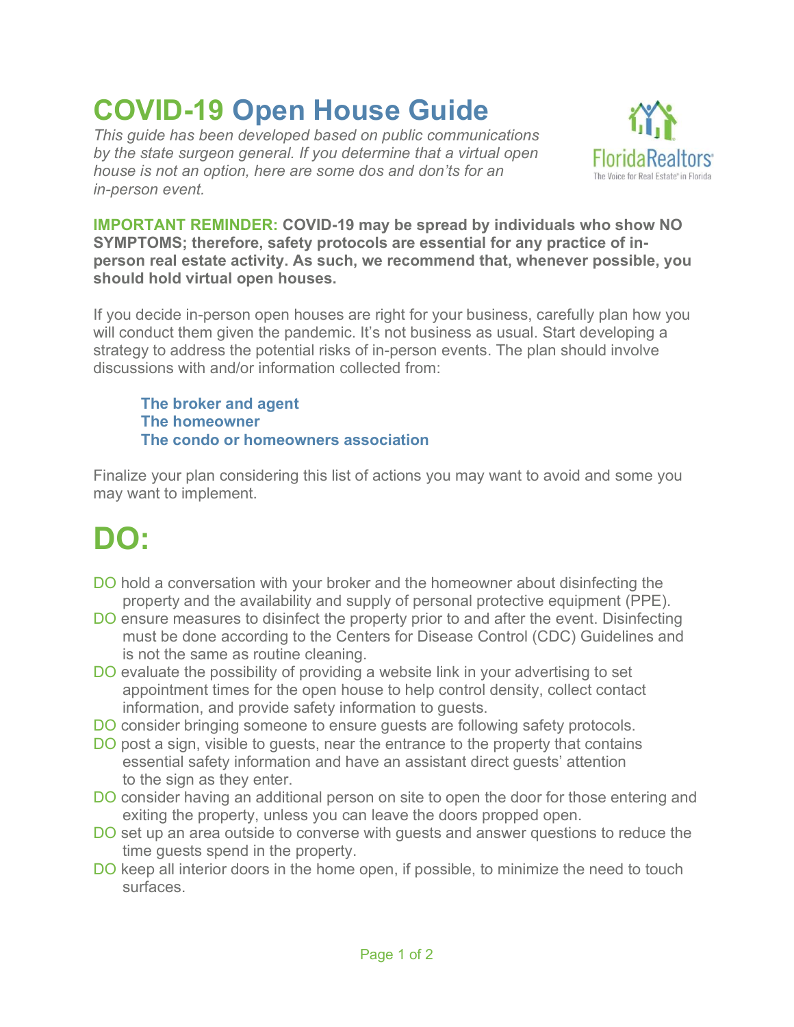# COVID-19 Open House Guide

*This guide has been developed based on public communications by the state surgeon general. If you determine that a virtual open house is not an option, here are some dos and don'ts for an in-person event.*

Florida Realtors
The Voice for Real Estate® in Florida

**IMPORTANT REMINDER: COVID-19 may be spread by individuals who show NO SYMPTOMS; therefore, safety protocols are essential for any practice of in-person real estate activity. As such, we recommend that, whenever possible, you should hold virtual open houses.**

If you decide in-person open houses are right for your business, carefully plan how you will conduct them given the pandemic. It's not business as usual. Start developing a strategy to address the potential risks of in-person events. The plan should involve discussions with and/or information collected from:

> **The broker and agent**
> **The homeowner**
> **The condo or homeowners association**

Finalize your plan considering this list of actions you may want to avoid and some you may want to implement.

# DO:

- DO hold a conversation with your broker and the homeowner about disinfecting the property and the availability and supply of personal protective equipment (PPE).
- DO ensure measures to disinfect the property prior to and after the event. Disinfecting must be done according to the Centers for Disease Control (CDC) Guidelines and is not the same as routine cleaning.
- DO evaluate the possibility of providing a website link in your advertising to set appointment times for the open house to help control density, collect contact information, and provide safety information to guests.
- DO consider bringing someone to ensure guests are following safety protocols.
- DO post a sign, visible to guests, near the entrance to the property that contains essential safety information and have an assistant direct guests' attention to the sign as they enter.
- DO consider having an additional person on site to open the door for those entering and exiting the property, unless you can leave the doors propped open.
- DO set up an area outside to converse with guests and answer questions to reduce the time guests spend in the property.
- DO keep all interior doors in the home open, if possible, to minimize the need to touch surfaces.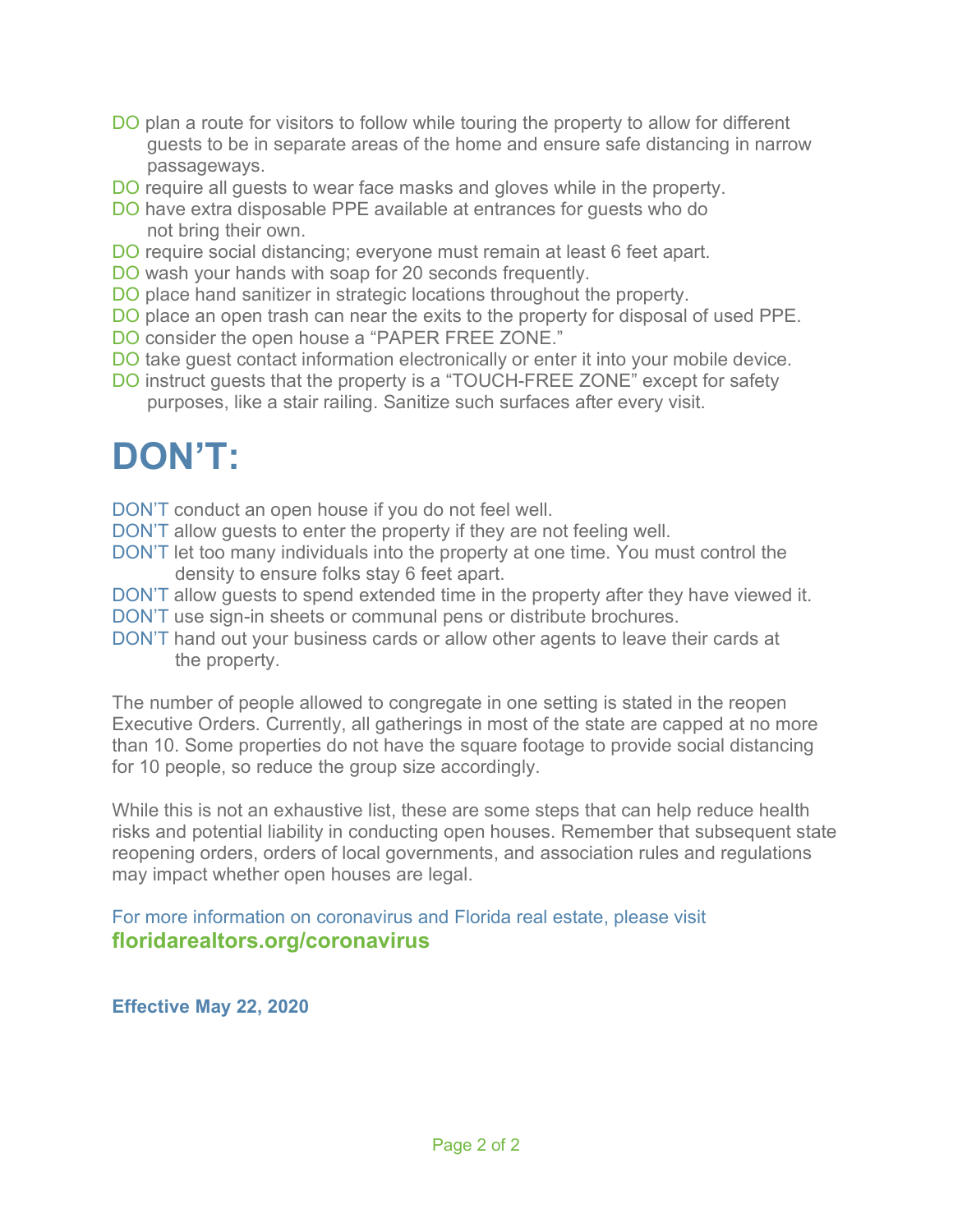DO plan a route for visitors to follow while touring the property to allow for different guests to be in separate areas of the home and ensure safe distancing in narrow passageways.
DO require all guests to wear face masks and gloves while in the property.
DO have extra disposable PPE available at entrances for guests who do not bring their own.
DO require social distancing; everyone must remain at least 6 feet apart.
DO wash your hands with soap for 20 seconds frequently.
DO place hand sanitizer in strategic locations throughout the property.
DO place an open trash can near the exits to the property for disposal of used PPE.
DO consider the open house a "PAPER FREE ZONE."
DO take guest contact information electronically or enter it into your mobile device.
DO instruct guests that the property is a "TOUCH-FREE ZONE" except for safety purposes, like a stair railing. Sanitize such surfaces after every visit.

# DON'T:

DON'T conduct an open house if you do not feel well.
DON'T allow guests to enter the property if they are not feeling well.
DON'T let too many individuals into the property at one time. You must control the density to ensure folks stay 6 feet apart.
DON'T allow guests to spend extended time in the property after they have viewed it.
DON'T use sign-in sheets or communal pens or distribute brochures.
DON'T hand out your business cards or allow other agents to leave their cards at the property.

The number of people allowed to congregate in one setting is stated in the reopen Executive Orders. Currently, all gatherings in most of the state are capped at no more than 10. Some properties do not have the square footage to provide social distancing for 10 people, so reduce the group size accordingly.

While this is not an exhaustive list, these are some steps that can help reduce health risks and potential liability in conducting open houses. Remember that subsequent state reopening orders, orders of local governments, and association rules and regulations may impact whether open houses are legal.

For more information on coronavirus and Florida real estate, please visit
**floridarealtors.org/coronavirus**

**Effective May 22, 2020**